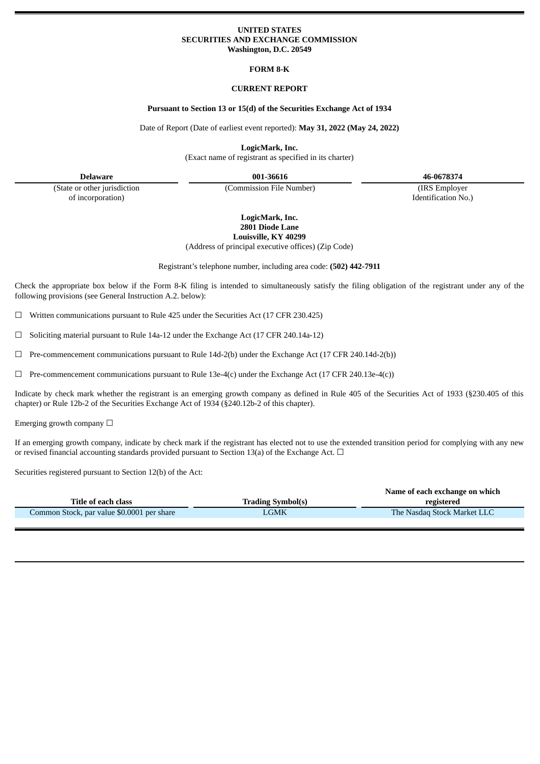**UNITED STATES**
**SECURITIES AND EXCHANGE COMMISSION**
**Washington, D.C. 20549**

**FORM 8-K**

**CURRENT REPORT**

**Pursuant to Section 13 or 15(d) of the Securities Exchange Act of 1934**

Date of Report (Date of earliest event reported): **May 31, 2022 (May 24, 2022)**

**LogicMark, Inc.**
(Exact name of registrant as specified in its charter)

| Delaware | 001-36616 | 46-0678374 |
|---|---|---|
| (State or other jurisdiction of incorporation) | (Commission File Number) | (IRS Employer Identification No.) |

**LogicMark, Inc.**
**2801 Diode Lane**
**Louisville, KY 40299**
(Address of principal executive offices) (Zip Code)

Registrant's telephone number, including area code: **(502) 442-7911**

Check the appropriate box below if the Form 8-K filing is intended to simultaneously satisfy the filing obligation of the registrant under any of the following provisions (see General Instruction A.2. below):

☐ Written communications pursuant to Rule 425 under the Securities Act (17 CFR 230.425)

☐ Soliciting material pursuant to Rule 14a-12 under the Exchange Act (17 CFR 240.14a-12)

☐ Pre-commencement communications pursuant to Rule 14d-2(b) under the Exchange Act (17 CFR 240.14d-2(b))

☐ Pre-commencement communications pursuant to Rule 13e-4(c) under the Exchange Act (17 CFR 240.13e-4(c))

Indicate by check mark whether the registrant is an emerging growth company as defined in Rule 405 of the Securities Act of 1933 (§230.405 of this chapter) or Rule 12b-2 of the Securities Exchange Act of 1934 (§240.12b-2 of this chapter).

Emerging growth company ☐

If an emerging growth company, indicate by check mark if the registrant has elected not to use the extended transition period for complying with any new or revised financial accounting standards provided pursuant to Section 13(a) of the Exchange Act. ☐

Securities registered pursuant to Section 12(b) of the Act:

| Title of each class | Trading Symbol(s) | Name of each exchange on which registered |
|---|---|---|
| Common Stock, par value $0.0001 per share | LGMK | The Nasdaq Stock Market LLC |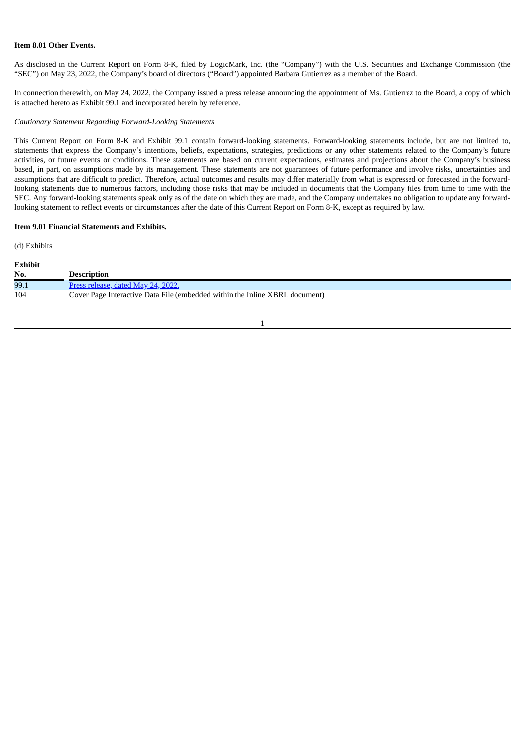**Item 8.01 Other Events.**

As disclosed in the Current Report on Form 8-K, filed by LogicMark, Inc. (the "Company") with the U.S. Securities and Exchange Commission (the "SEC") on May 23, 2022, the Company's board of directors ("Board") appointed Barbara Gutierrez as a member of the Board.

In connection therewith, on May 24, 2022, the Company issued a press release announcing the appointment of Ms. Gutierrez to the Board, a copy of which is attached hereto as Exhibit 99.1 and incorporated herein by reference.

*Cautionary Statement Regarding Forward-Looking Statements*

This Current Report on Form 8-K and Exhibit 99.1 contain forward-looking statements. Forward-looking statements include, but are not limited to, statements that express the Company's intentions, beliefs, expectations, strategies, predictions or any other statements related to the Company's future activities, or future events or conditions. These statements are based on current expectations, estimates and projections about the Company's business based, in part, on assumptions made by its management. These statements are not guarantees of future performance and involve risks, uncertainties and assumptions that are difficult to predict. Therefore, actual outcomes and results may differ materially from what is expressed or forecasted in the forward-looking statements due to numerous factors, including those risks that may be included in documents that the Company files from time to time with the SEC. Any forward-looking statements speak only as of the date on which they are made, and the Company undertakes no obligation to update any forward-looking statement to reflect events or circumstances after the date of this Current Report on Form 8-K, except as required by law.

**Item 9.01 Financial Statements and Exhibits.**

(d) Exhibits

| Exhibit No. | Description |
|---|---|
| 99.1 | Press release, dated May 24, 2022. |
| 104 | Cover Page Interactive Data File (embedded within the Inline XBRL document) |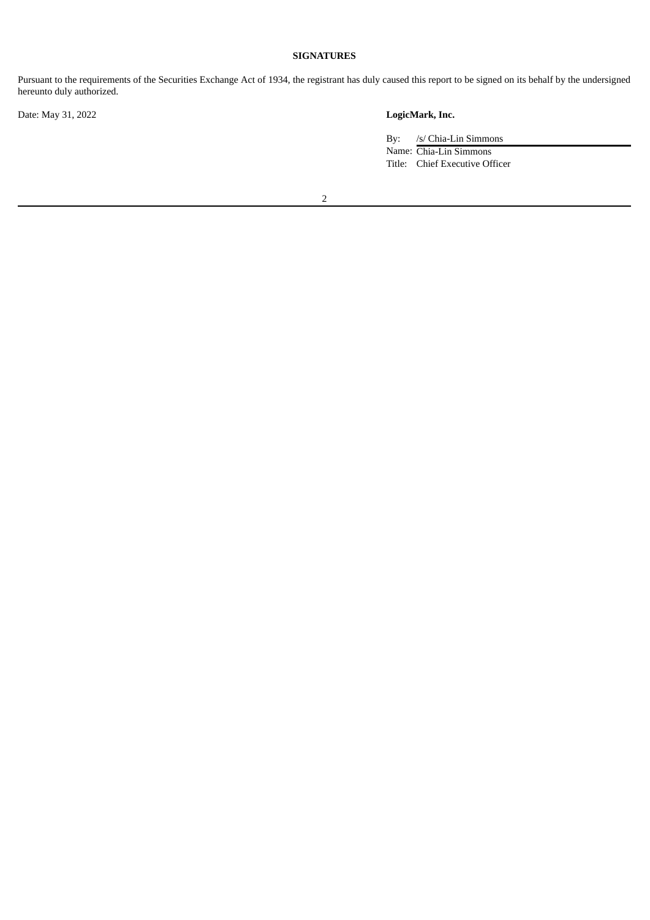**SIGNATURES**

Pursuant to the requirements of the Securities Exchange Act of 1934, the registrant has duly caused this report to be signed on its behalf by the undersigned hereunto duly authorized.

Date: May 31, 2022

**LogicMark, Inc.**

By: /s/ Chia-Lin Simmons
Name: Chia-Lin Simmons
Title: Chief Executive Officer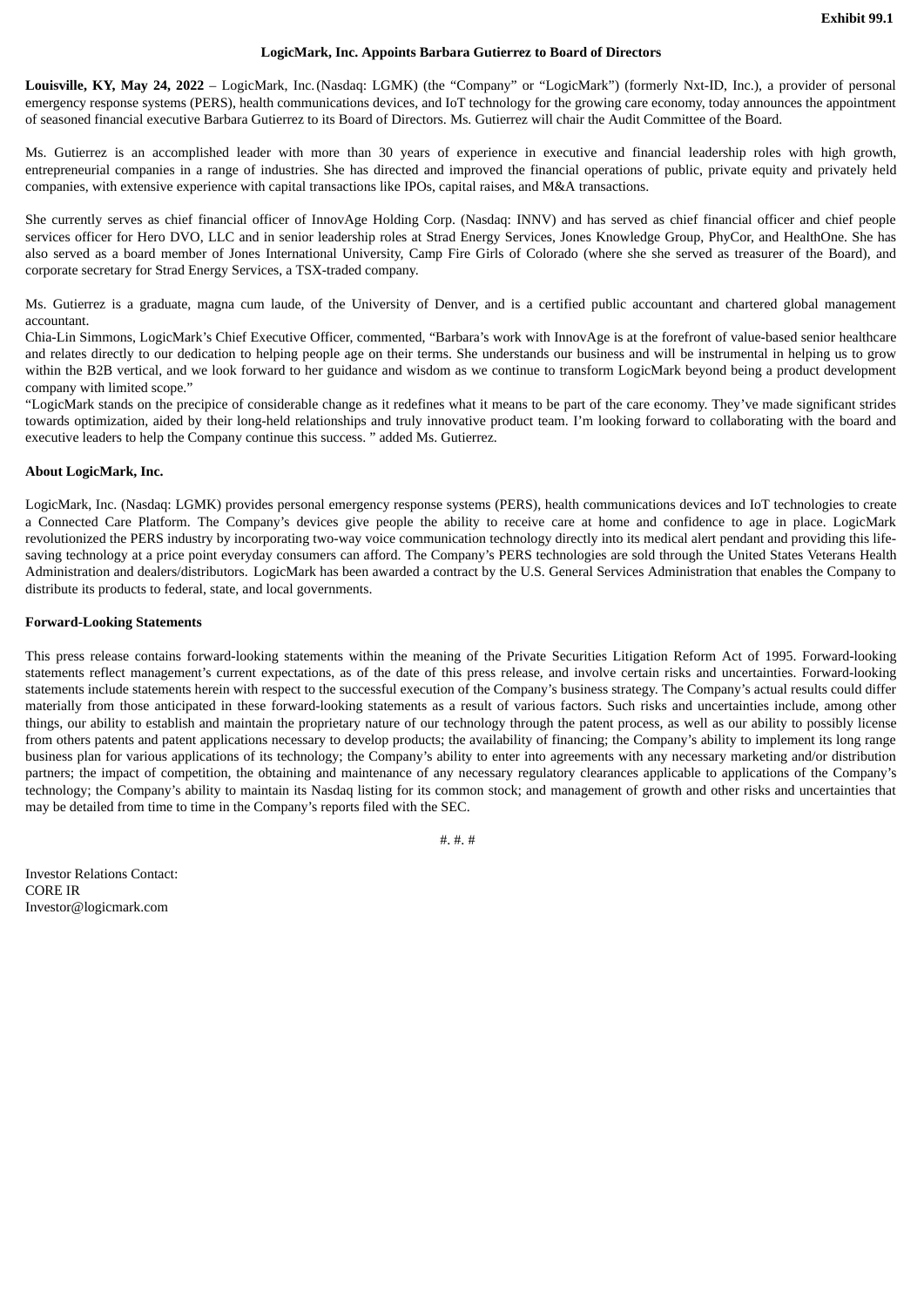**Exhibit 99.1**

**LogicMark, Inc. Appoints Barbara Gutierrez to Board of Directors**

**Louisville, KY, May 24, 2022** – LogicMark, Inc. (Nasdaq: LGMK) (the "Company" or "LogicMark") (formerly Nxt-ID, Inc.), a provider of personal emergency response systems (PERS), health communications devices, and IoT technology for the growing care economy, today announces the appointment of seasoned financial executive Barbara Gutierrez to its Board of Directors. Ms. Gutierrez will chair the Audit Committee of the Board.

Ms. Gutierrez is an accomplished leader with more than 30 years of experience in executive and financial leadership roles with high growth, entrepreneurial companies in a range of industries. She has directed and improved the financial operations of public, private equity and privately held companies, with extensive experience with capital transactions like IPOs, capital raises, and M&A transactions.

She currently serves as chief financial officer of InnovAge Holding Corp. (Nasdaq: INNV) and has served as chief financial officer and chief people services officer for Hero DVO, LLC and in senior leadership roles at Strad Energy Services, Jones Knowledge Group, PhyCor, and HealthOne. She has also served as a board member of Jones International University, Camp Fire Girls of Colorado (where she she served as treasurer of the Board), and corporate secretary for Strad Energy Services, a TSX-traded company.

Ms. Gutierrez is a graduate, magna cum laude, of the University of Denver, and is a certified public accountant and chartered global management accountant.

Chia-Lin Simmons, LogicMark's Chief Executive Officer, commented, "Barbara's work with InnovAge is at the forefront of value-based senior healthcare and relates directly to our dedication to helping people age on their terms. She understands our business and will be instrumental in helping us to grow within the B2B vertical, and we look forward to her guidance and wisdom as we continue to transform LogicMark beyond being a product development company with limited scope."

"LogicMark stands on the precipice of considerable change as it redefines what it means to be part of the care economy. They've made significant strides towards optimization, aided by their long-held relationships and truly innovative product team. I'm looking forward to collaborating with the board and executive leaders to help the Company continue this success. " added Ms. Gutierrez.

**About LogicMark, Inc.**

LogicMark, Inc. (Nasdaq: LGMK) provides personal emergency response systems (PERS), health communications devices and IoT technologies to create a Connected Care Platform. The Company's devices give people the ability to receive care at home and confidence to age in place. LogicMark revolutionized the PERS industry by incorporating two-way voice communication technology directly into its medical alert pendant and providing this life-saving technology at a price point everyday consumers can afford. The Company's PERS technologies are sold through the United States Veterans Health Administration and dealers/distributors. LogicMark has been awarded a contract by the U.S. General Services Administration that enables the Company to distribute its products to federal, state, and local governments.

**Forward-Looking Statements**

This press release contains forward-looking statements within the meaning of the Private Securities Litigation Reform Act of 1995. Forward-looking statements reflect management's current expectations, as of the date of this press release, and involve certain risks and uncertainties. Forward-looking statements include statements herein with respect to the successful execution of the Company's business strategy. The Company's actual results could differ materially from those anticipated in these forward-looking statements as a result of various factors. Such risks and uncertainties include, among other things, our ability to establish and maintain the proprietary nature of our technology through the patent process, as well as our ability to possibly license from others patents and patent applications necessary to develop products; the availability of financing; the Company's ability to implement its long range business plan for various applications of its technology; the Company's ability to enter into agreements with any necessary marketing and/or distribution partners; the impact of competition, the obtaining and maintenance of any necessary regulatory clearances applicable to applications of the Company's technology; the Company's ability to maintain its Nasdaq listing for its common stock; and management of growth and other risks and uncertainties that may be detailed from time to time in the Company's reports filed with the SEC.

#. #. #

Investor Relations Contact:
CORE IR
Investor@logicmark.com